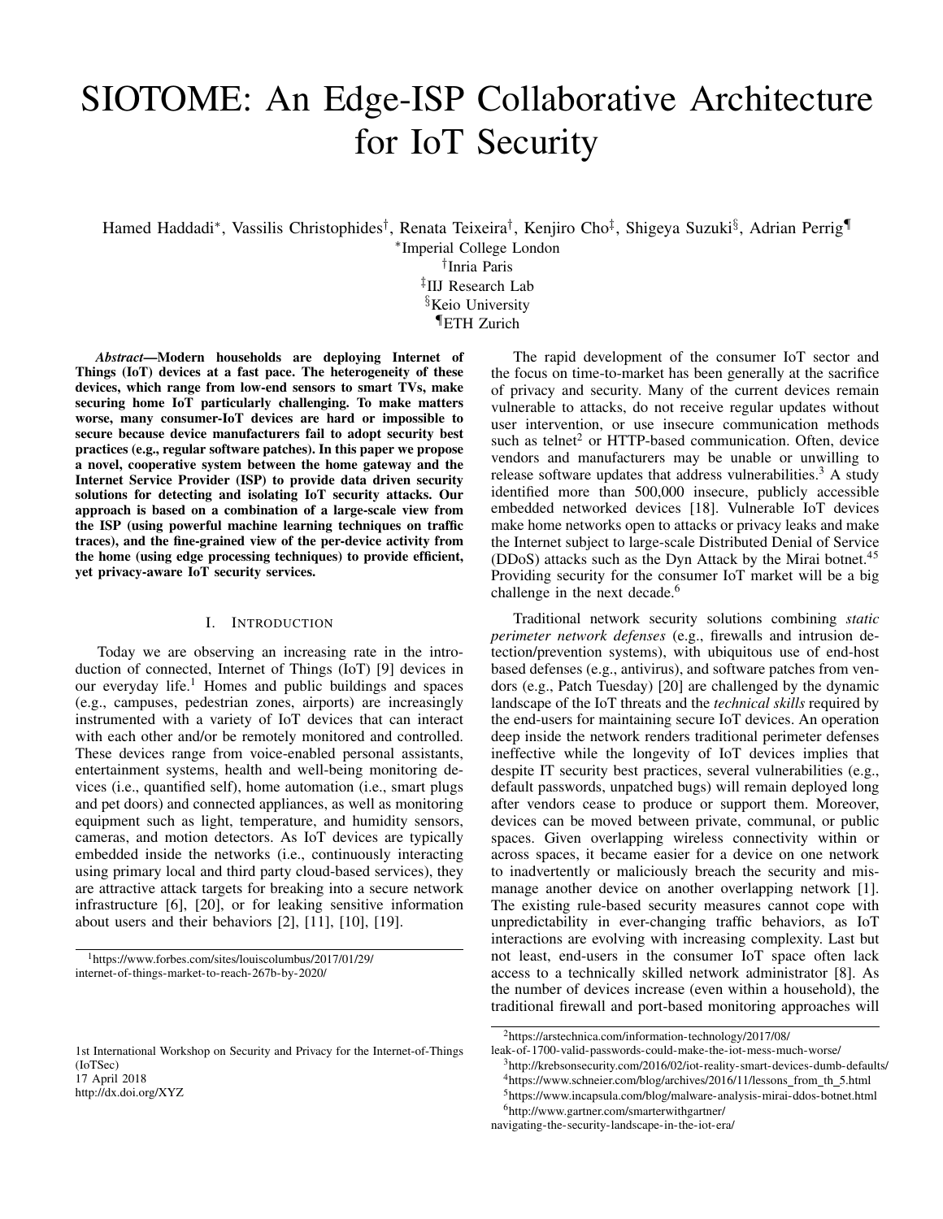# SIOTOME: An Edge-ISP Collaborative Architecture for IoT Security

Hamed Haddadi*, Vassilis Christophides†, Renata Teixeira†, Kenjiro Cho‡, Shigeya Suzuki§, Adrian Perrig¶

*Imperial College London
†Inria Paris
‡IIJ Research Lab
§Keio University
¶ETH Zurich

***Abstract*—Modern households are deploying Internet of Things (IoT) devices at a fast pace. The heterogeneity of these devices, which range from low-end sensors to smart TVs, make securing home IoT particularly challenging. To make matters worse, many consumer-IoT devices are hard or impossible to secure because device manufacturers fail to adopt security best practices (e.g., regular software patches). In this paper we propose a novel, cooperative system between the home gateway and the Internet Service Provider (ISP) to provide data driven security solutions for detecting and isolating IoT security attacks. Our approach is based on a combination of a large-scale view from the ISP (using powerful machine learning techniques on traffic traces), and the fine-grained view of the per-device activity from the home (using edge processing techniques) to provide efficient, yet privacy-aware IoT security services.**

## I. Introduction

Today we are observing an increasing rate in the introduction of connected, Internet of Things (IoT) [9] devices in our everyday life.[1] Homes and public buildings and spaces (e.g., campuses, pedestrian zones, airports) are increasingly instrumented with a variety of IoT devices that can interact with each other and/or be remotely monitored and controlled. These devices range from voice-enabled personal assistants, entertainment systems, health and well-being monitoring devices (i.e., quantified self), home automation (i.e., smart plugs and pet doors) and connected appliances, as well as monitoring equipment such as light, temperature, and humidity sensors, cameras, and motion detectors. As IoT devices are typically embedded inside the networks (i.e., continuously interacting using primary local and third party cloud-based services), they are attractive attack targets for breaking into a secure network infrastructure [6], [20], or for leaking sensitive information about users and their behaviors [2], [11], [10], [19].

The rapid development of the consumer IoT sector and the focus on time-to-market has been generally at the sacrifice of privacy and security. Many of the current devices remain vulnerable to attacks, do not receive regular updates without user intervention, or use insecure communication methods such as telnet[2] or HTTP-based communication. Often, device vendors and manufacturers may be unable or unwilling to release software updates that address vulnerabilities.[3] A study identified more than 500,000 insecure, publicly accessible embedded networked devices [18]. Vulnerable IoT devices make home networks open to attacks or privacy leaks and make the Internet subject to large-scale Distributed Denial of Service (DDoS) attacks such as the Dyn Attack by the Mirai botnet.[4][5] Providing security for the consumer IoT market will be a big challenge in the next decade.[6]

Traditional network security solutions combining *static perimeter network defenses* (e.g., firewalls and intrusion detection/prevention systems), with ubiquitous use of end-host based defenses (e.g., antivirus), and software patches from vendors (e.g., Patch Tuesday) [20] are challenged by the dynamic landscape of the IoT threats and the *technical skills* required by the end-users for maintaining secure IoT devices. An operation deep inside the network renders traditional perimeter defenses ineffective while the longevity of IoT devices implies that despite IT security best practices, several vulnerabilities (e.g., default passwords, unpatched bugs) will remain deployed long after vendors cease to produce or support them. Moreover, devices can be moved between private, communal, or public spaces. Given overlapping wireless connectivity within or across spaces, it became easier for a device on one network to inadvertently or maliciously breach the security and mismanage another device on another overlapping network [1]. The existing rule-based security measures cannot cope with unpredictability in ever-changing traffic behaviors, as IoT interactions are evolving with increasing complexity. Last but not least, end-users in the consumer IoT space often lack access to a technically skilled network administrator [8]. As the number of devices increase (even within a household), the traditional firewall and port-based monitoring approaches will

[1] https://www.forbes.com/sites/louiscolumbus/2017/01/29/internet-of-things-market-to-reach-267b-by-2020/

1st International Workshop on Security and Privacy for the Internet-of-Things (IoTSec)
17 April 2018
http://dx.doi.org/XYZ

[2] https://arstechnica.com/information-technology/2017/08/leak-of-1700-valid-passwords-could-make-the-iot-mess-much-worse/
[3] http://krebsonsecurity.com/2016/02/iot-reality-smart-devices-dumb-defaults/
[4] https://www.schneier.com/blog/archives/2016/11/lessons_from_th_5.html
[5] https://www.incapsula.com/blog/malware-analysis-mirai-ddos-botnet.html
[6] http://www.gartner.com/smarterwithgartner/navigating-the-security-landscape-in-the-iot-era/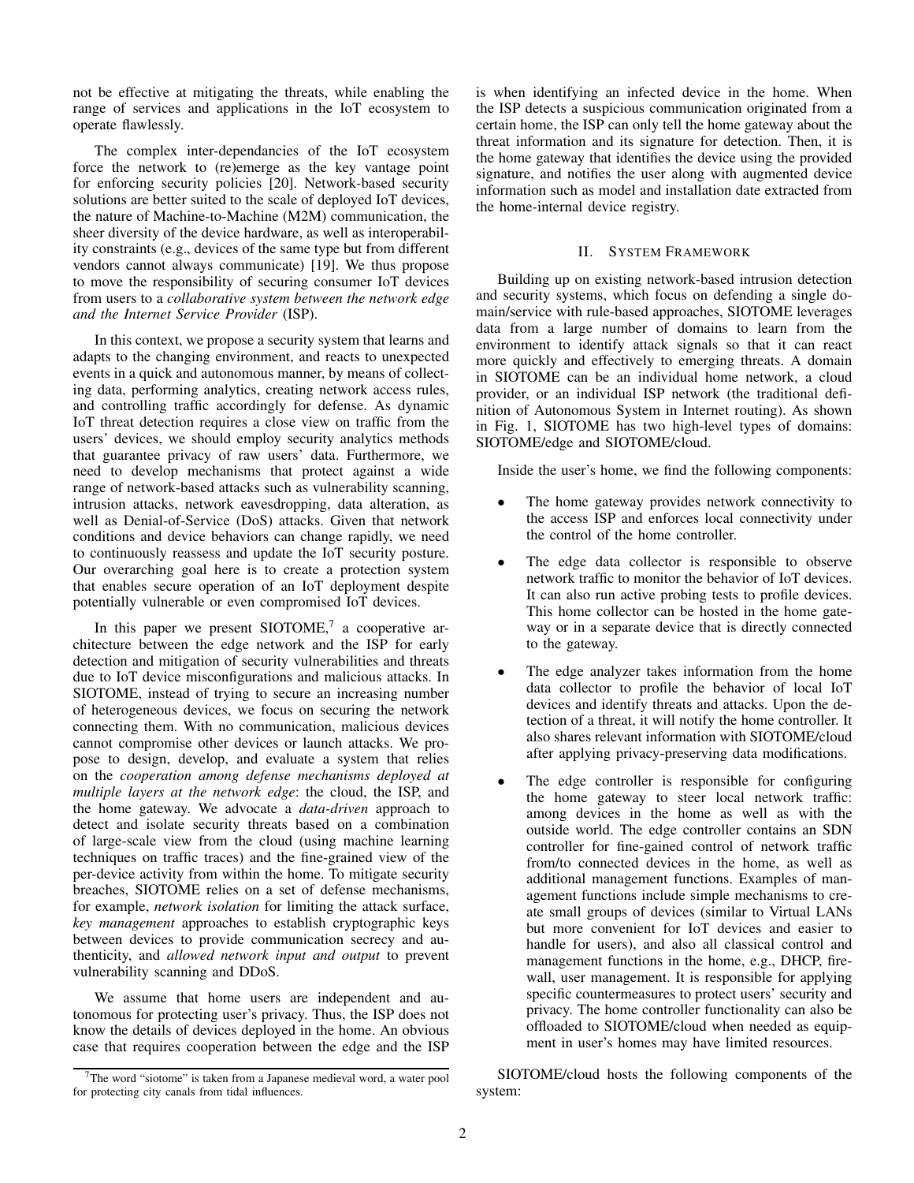not be effective at mitigating the threats, while enabling the range of services and applications in the IoT ecosystem to operate flawlessly.

The complex inter-dependancies of the IoT ecosystem force the network to (re)emerge as the key vantage point for enforcing security policies [20]. Network-based security solutions are better suited to the scale of deployed IoT devices, the nature of Machine-to-Machine (M2M) communication, the sheer diversity of the device hardware, as well as interoperability constraints (e.g., devices of the same type but from different vendors cannot always communicate) [19]. We thus propose to move the responsibility of securing consumer IoT devices from users to a *collaborative system between the network edge and the Internet Service Provider* (ISP).

In this context, we propose a security system that learns and adapts to the changing environment, and reacts to unexpected events in a quick and autonomous manner, by means of collecting data, performing analytics, creating network access rules, and controlling traffic accordingly for defense. As dynamic IoT threat detection requires a close view on traffic from the users' devices, we should employ security analytics methods that guarantee privacy of raw users' data. Furthermore, we need to develop mechanisms that protect against a wide range of network-based attacks such as vulnerability scanning, intrusion attacks, network eavesdropping, data alteration, as well as Denial-of-Service (DoS) attacks. Given that network conditions and device behaviors can change rapidly, we need to continuously reassess and update the IoT security posture. Our overarching goal here is to create a protection system that enables secure operation of an IoT deployment despite potentially vulnerable or even compromised IoT devices.

In this paper we present SIOTOME,[7] a cooperative architecture between the edge network and the ISP for early detection and mitigation of security vulnerabilities and threats due to IoT device misconfigurations and malicious attacks. In SIOTOME, instead of trying to secure an increasing number of heterogeneous devices, we focus on securing the network connecting them. With no communication, malicious devices cannot compromise other devices or launch attacks. We propose to design, develop, and evaluate a system that relies on the *cooperation among defense mechanisms deployed at multiple layers at the network edge*: the cloud, the ISP, and the home gateway. We advocate a *data-driven* approach to detect and isolate security threats based on a combination of large-scale view from the cloud (using machine learning techniques on traffic traces) and the fine-grained view of the per-device activity from within the home. To mitigate security breaches, SIOTOME relies on a set of defense mechanisms, for example, *network isolation* for limiting the attack surface, *key management* approaches to establish cryptographic keys between devices to provide communication secrecy and authenticity, and *allowed network input and output* to prevent vulnerability scanning and DDoS.

We assume that home users are independent and autonomous for protecting user's privacy. Thus, the ISP does not know the details of devices deployed in the home. An obvious case that requires cooperation between the edge and the ISP is when identifying an infected device in the home. When the ISP detects a suspicious communication originated from a certain home, the ISP can only tell the home gateway about the threat information and its signature for detection. Then, it is the home gateway that identifies the device using the provided signature, and notifies the user along with augmented device information such as model and installation date extracted from the home-internal device registry.

[7] The word "siotome" is taken from a Japanese medieval word, a water pool for protecting city canals from tidal influences.

## II. System Framework

Building up on existing network-based intrusion detection and security systems, which focus on defending a single domain/service with rule-based approaches, SIOTOME leverages data from a large number of domains to learn from the environment to identify attack signals so that it can react more quickly and effectively to emerging threats. A domain in SIOTOME can be an individual home network, a cloud provider, or an individual ISP network (the traditional definition of Autonomous System in Internet routing). As shown in Fig. 1, SIOTOME has two high-level types of domains: SIOTOME/edge and SIOTOME/cloud.

Inside the user's home, we find the following components:

- The home gateway provides network connectivity to the access ISP and enforces local connectivity under the control of the home controller.
- The edge data collector is responsible to observe network traffic to monitor the behavior of IoT devices. It can also run active probing tests to profile devices. This home collector can be hosted in the home gateway or in a separate device that is directly connected to the gateway.
- The edge analyzer takes information from the home data collector to profile the behavior of local IoT devices and identify threats and attacks. Upon the detection of a threat, it will notify the home controller. It also shares relevant information with SIOTOME/cloud after applying privacy-preserving data modifications.
- The edge controller is responsible for configuring the home gateway to steer local network traffic: among devices in the home as well as with the outside world. The edge controller contains an SDN controller for fine-gained control of network traffic from/to connected devices in the home, as well as additional management functions. Examples of management functions include simple mechanisms to create small groups of devices (similar to Virtual LANs but more convenient for IoT devices and easier to handle for users), and also all classical control and management functions in the home, e.g., DHCP, firewall, user management. It is responsible for applying specific countermeasures to protect users' security and privacy. The home controller functionality can also be offloaded to SIOTOME/cloud when needed as equipment in user's homes may have limited resources.

SIOTOME/cloud hosts the following components of the system: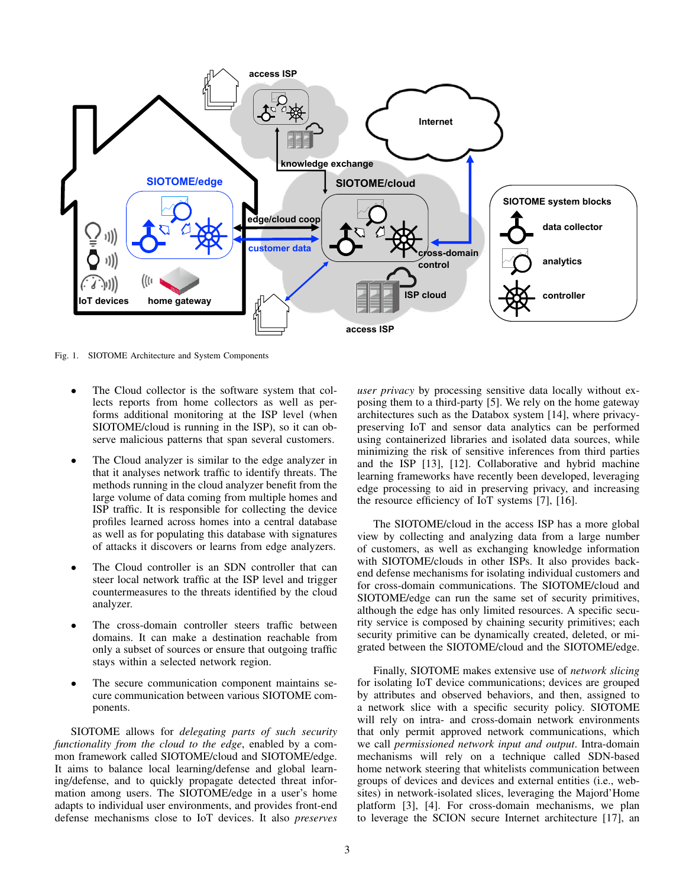Fig. 1. SIOTOME Architecture and System Components

- The Cloud collector is the software system that collects reports from home collectors as well as performs additional monitoring at the ISP level (when SIOTOME/cloud is running in the ISP), so it can observe malicious patterns that span several customers.
- The Cloud analyzer is similar to the edge analyzer in that it analyses network traffic to identify threats. The methods running in the cloud analyzer benefit from the large volume of data coming from multiple homes and ISP traffic. It is responsible for collecting the device profiles learned across homes into a central database as well as for populating this database with signatures of attacks it discovers or learns from edge analyzers.
- The Cloud controller is an SDN controller that can steer local network traffic at the ISP level and trigger countermeasures to the threats identified by the cloud analyzer.
- The cross-domain controller steers traffic between domains. It can make a destination reachable from only a subset of sources or ensure that outgoing traffic stays within a selected network region.
- The secure communication component maintains secure communication between various SIOTOME components.

SIOTOME allows for *delegating parts of such security functionality from the cloud to the edge*, enabled by a common framework called SIOTOME/cloud and SIOTOME/edge. It aims to balance local learning/defense and global learning/defense, and to quickly propagate detected threat information among users. The SIOTOME/edge in a user's home adapts to individual user environments, and provides front-end defense mechanisms close to IoT devices. It also *preserves user privacy* by processing sensitive data locally without exposing them to a third-party [5]. We rely on the home gateway architectures such as the Databox system [14], where privacy-preserving IoT and sensor data analytics can be performed using containerized libraries and isolated data sources, while minimizing the risk of sensitive inferences from third parties and the ISP [13], [12]. Collaborative and hybrid machine learning frameworks have recently been developed, leveraging edge processing to aid in preserving privacy, and increasing the resource efficiency of IoT systems [7], [16].

The SIOTOME/cloud in the access ISP has a more global view by collecting and analyzing data from a large number of customers, as well as exchanging knowledge information with SIOTOME/clouds in other ISPs. It also provides back-end defense mechanisms for isolating individual customers and for cross-domain communications. The SIOTOME/cloud and SIOTOME/edge can run the same set of security primitives, although the edge has only limited resources. A specific security service is composed by chaining security primitives; each security primitive can be dynamically created, deleted, or migrated between the SIOTOME/cloud and the SIOTOME/edge.

Finally, SIOTOME makes extensive use of *network slicing* for isolating IoT device communications; devices are grouped by attributes and observed behaviors, and then, assigned to a network slice with a specific security policy. SIOTOME will rely on intra- and cross-domain network environments that only permit approved network communications, which we call *permissioned network input and output*. Intra-domain mechanisms will rely on a technique called SDN-based home network steering that whitelists communication between groups of devices and devices and external entities (i.e., websites) in network-isolated slices, leveraging the Majord'Home platform [3], [4]. For cross-domain mechanisms, we plan to leverage the SCION secure Internet architecture [17], an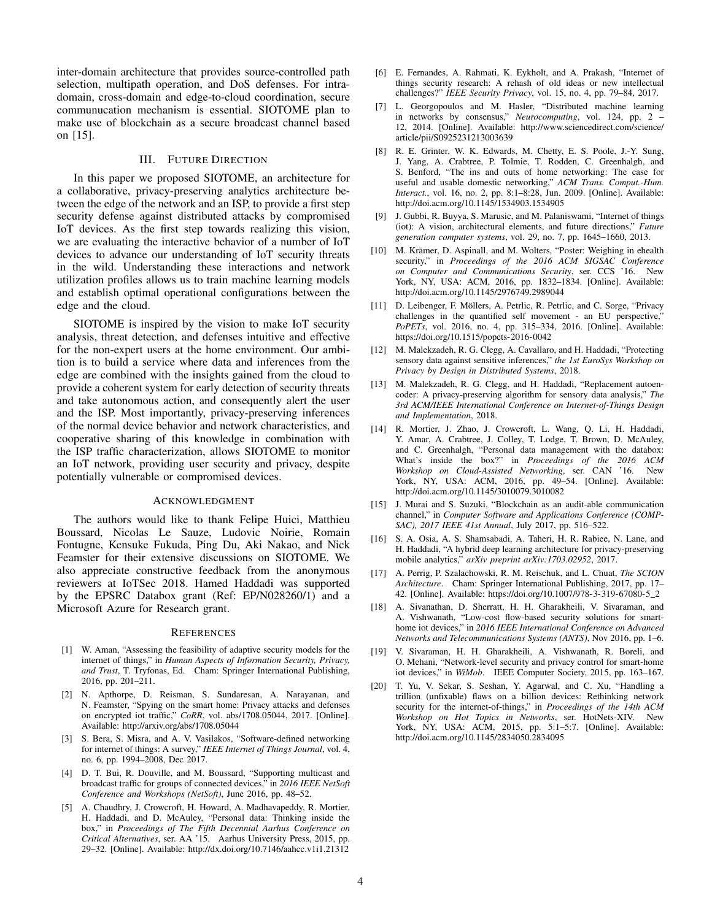inter-domain architecture that provides source-controlled path selection, multipath operation, and DoS defenses. For intra-domain, cross-domain and edge-to-cloud coordination, secure communucation mechanism is essential. SIOTOME plan to make use of blockchain as a secure broadcast channel based on [15].

## III. Future Direction

In this paper we proposed SIOTOME, an architecture for a collaborative, privacy-preserving analytics architecture between the edge of the network and an ISP, to provide a first step security defense against distributed attacks by compromised IoT devices. As the first step towards realizing this vision, we are evaluating the interactive behavior of a number of IoT devices to advance our understanding of IoT security threats in the wild. Understanding these interactions and network utilization profiles allows us to train machine learning models and establish optimal operational configurations between the edge and the cloud.

SIOTOME is inspired by the vision to make IoT security analysis, threat detection, and defenses intuitive and effective for the non-expert users at the home environment. Our ambition is to build a service where data and inferences from the edge are combined with the insights gained from the cloud to provide a coherent system for early detection of security threats and take autonomous action, and consequently alert the user and the ISP. Most importantly, privacy-preserving inferences of the normal device behavior and network characteristics, and cooperative sharing of this knowledge in combination with the ISP traffic characterization, allows SIOTOME to monitor an IoT network, providing user security and privacy, despite potentially vulnerable or compromised devices.

## Acknowledgment

The authors would like to thank Felipe Huici, Matthieu Boussard, Nicolas Le Sauze, Ludovic Noirie, Romain Fontugne, Kensuke Fukuda, Ping Du, Aki Nakao, and Nick Feamster for their extensive discussions on SIOTOME. We also appreciate constructive feedback from the anonymous reviewers at IoTSec 2018. Hamed Haddadi was supported by the EPSRC Databox grant (Ref: EP/N028260/1) and a Microsoft Azure for Research grant.

## References

[1] W. Aman, "Assessing the feasibility of adaptive security models for the internet of things," in *Human Aspects of Information Security, Privacy, and Trust*, T. Tryfonas, Ed. Cham: Springer International Publishing, 2016, pp. 201–211.

[2] N. Apthorpe, D. Reisman, S. Sundaresan, A. Narayanan, and N. Feamster, "Spying on the smart home: Privacy attacks and defenses on encrypted iot traffic," *CoRR*, vol. abs/1708.05044, 2017. [Online]. Available: http://arxiv.org/abs/1708.05044

[3] S. Bera, S. Misra, and A. V. Vasilakos, "Software-defined networking for internet of things: A survey," *IEEE Internet of Things Journal*, vol. 4, no. 6, pp. 1994–2008, Dec 2017.

[4] D. T. Bui, R. Douville, and M. Boussard, "Supporting multicast and broadcast traffic for groups of connected devices," in *2016 IEEE NetSoft Conference and Workshops (NetSoft)*, June 2016, pp. 48–52.

[5] A. Chaudhry, J. Crowcroft, H. Howard, A. Madhavapeddy, R. Mortier, H. Haddadi, and D. McAuley, "Personal data: Thinking inside the box," in *Proceedings of The Fifth Decennial Aarhus Conference on Critical Alternatives*, ser. AA '15. Aarhus University Press, 2015, pp. 29–32. [Online]. Available: http://dx.doi.org/10.7146/aahcc.v1i1.21312

[6] E. Fernandes, A. Rahmati, K. Eykholt, and A. Prakash, "Internet of things security research: A rehash of old ideas or new intellectual challenges?" *IEEE Security Privacy*, vol. 15, no. 4, pp. 79–84, 2017.

[7] L. Georgopoulos and M. Hasler, "Distributed machine learning in networks by consensus," *Neurocomputing*, vol. 124, pp. 2 – 12, 2014. [Online]. Available: http://www.sciencedirect.com/science/article/pii/S0925231213003639

[8] R. E. Grinter, W. K. Edwards, M. Chetty, E. S. Poole, J.-Y. Sung, J. Yang, A. Crabtree, P. Tolmie, T. Rodden, C. Greenhalgh, and S. Benford, "The ins and outs of home networking: The case for useful and usable domestic networking," *ACM Trans. Comput.-Hum. Interact.*, vol. 16, no. 2, pp. 8:1–8:28, Jun. 2009. [Online]. Available: http://doi.acm.org/10.1145/1534903.1534905

[9] J. Gubbi, R. Buyya, S. Marusic, and M. Palaniswami, "Internet of things (iot): A vision, architectural elements, and future directions," *Future generation computer systems*, vol. 29, no. 7, pp. 1645–1660, 2013.

[10] M. Krämer, D. Aspinall, and M. Wolters, "Poster: Weighing in ehealth security," in *Proceedings of the 2016 ACM SIGSAC Conference on Computer and Communications Security*, ser. CCS '16. New York, NY, USA: ACM, 2016, pp. 1832–1834. [Online]. Available: http://doi.acm.org/10.1145/2976749.2989044

[11] D. Leibenger, F. Möllers, A. Petrlic, R. Petrlic, and C. Sorge, "Privacy challenges in the quantified self movement - an EU perspective," *PoPETs*, vol. 2016, no. 4, pp. 315–334, 2016. [Online]. Available: https://doi.org/10.1515/popets-2016-0042

[12] M. Malekzadeh, R. G. Clegg, A. Cavallaro, and H. Haddadi, "Protecting sensory data against sensitive inferences," *the 1st EuroSys Workshop on Privacy by Design in Distributed Systems*, 2018.

[13] M. Malekzadeh, R. G. Clegg, and H. Haddadi, "Replacement autoencoder: A privacy-preserving algorithm for sensory data analysis," *The 3rd ACM/IEEE International Conference on Internet-of-Things Design and Implementation*, 2018.

[14] R. Mortier, J. Zhao, J. Crowcroft, L. Wang, Q. Li, H. Haddadi, Y. Amar, A. Crabtree, J. Colley, T. Lodge, T. Brown, D. McAuley, and C. Greenhalgh, "Personal data management with the databox: What's inside the box?" in *Proceedings of the 2016 ACM Workshop on Cloud-Assisted Networking*, ser. CAN '16. New York, NY, USA: ACM, 2016, pp. 49–54. [Online]. Available: http://doi.acm.org/10.1145/3010079.3010082

[15] J. Murai and S. Suzuki, "Blockchain as an audit-able communication channel," in *Computer Software and Applications Conference (COMPSAC), 2017 IEEE 41st Annual*, July 2017, pp. 516–522.

[16] S. A. Osia, A. S. Shamsabadi, A. Taheri, H. R. Rabiee, N. Lane, and H. Haddadi, "A hybrid deep learning architecture for privacy-preserving mobile analytics," *arXiv preprint arXiv:1703.02952*, 2017.

[17] A. Perrig, P. Szalachowski, R. M. Reischuk, and L. Chuat, *The SCION Architecture*. Cham: Springer International Publishing, 2017, pp. 17–42. [Online]. Available: https://doi.org/10.1007/978-3-319-67080-5_2

[18] A. Sivanathan, D. Sherratt, H. H. Gharakheili, V. Sivaraman, and A. Vishwanath, "Low-cost flow-based security solutions for smart-home iot devices," in *2016 IEEE International Conference on Advanced Networks and Telecommunications Systems (ANTS)*, Nov 2016, pp. 1–6.

[19] V. Sivaraman, H. H. Gharakheili, A. Vishwanath, R. Boreli, and O. Mehani, "Network-level security and privacy control for smart-home iot devices," in *WiMob*. IEEE Computer Society, 2015, pp. 163–167.

[20] T. Yu, V. Sekar, S. Seshan, Y. Agarwal, and C. Xu, "Handling a trillion (unfixable) flaws on a billion devices: Rethinking network security for the internet-of-things," in *Proceedings of the 14th ACM Workshop on Hot Topics in Networks*, ser. HotNets-XIV. New York, NY, USA: ACM, 2015, pp. 5:1–5:7. [Online]. Available: http://doi.acm.org/10.1145/2834050.2834095